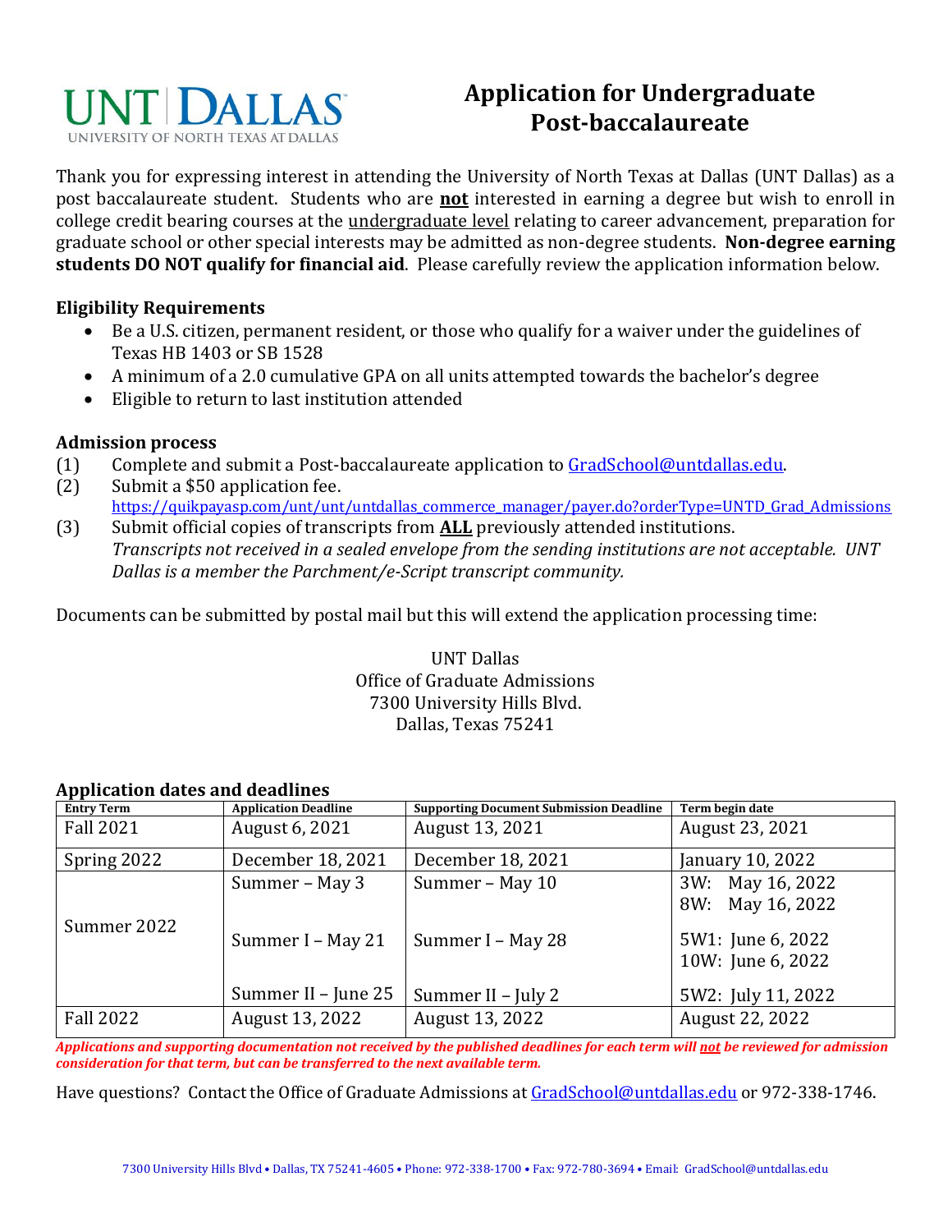# UNT DALLAS

UNIVERSITY OF NORTH TEXAS AT DALLAS

# Application for Undergraduate Post-baccalaureate

Thank you for expressing interest in attending the University of North Texas at Dallas (UNT Dallas) as a post baccalaureate student. Students who are **not** interested in earning a degree but wish to enroll in college credit bearing courses at the undergraduate level relating to career advancement, preparation for graduate school or other special interests may be admitted as non-degree students. **Non-degree earning students DO NOT qualify for financial aid**. Please carefully review the application information below.

### Eligibility Requirements

- Be a U.S. citizen, permanent resident, or those who qualify for a waiver under the guidelines of Texas HB 1403 or SB 1528
- A minimum of a 2.0 cumulative GPA on all units attempted towards the bachelor's degree
- Eligible to return to last institution attended

### Admission process

(1) Complete and submit a Post-baccalaureate application to GradSchool@untdallas.edu.

(2) Submit a $50 application fee.
https://quikpayasp.com/unt/unt/untdallas_commerce_manager/payer.do?orderType=UNTD_Grad_Admissions

(3) Submit official copies of transcripts from **ALL** previously attended institutions.
*Transcripts not received in a sealed envelope from the sending institutions are not acceptable. UNT Dallas is a member the Parchment/e-Script transcript community.*

Documents can be submitted by postal mail but this will extend the application processing time:

UNT Dallas
Office of Graduate Admissions
7300 University Hills Blvd.
Dallas, Texas 75241

### Application dates and deadlines

| Entry Term | Application Deadline | Supporting Document Submission Deadline | Term begin date |
|---|---|---|---|
| Fall 2021 | August 6, 2021 | August 13, 2021 | August 23, 2021 |
| Spring 2022 | December 18, 2021 | December 18, 2021 | January 10, 2022 |
| Summer 2022 | Summer – May 3 | Summer – May 10 | 3W: May 16, 2022<br>8W: May 16, 2022 |
| | Summer I – May 21 | Summer I – May 28 | 5W1: June 6, 2022<br>10W: June 6, 2022 |
| | Summer II – June 25 | Summer II – July 2 | 5W2: July 11, 2022 |
| Fall 2022 | August 13, 2022 | August 13, 2022 | August 22, 2022 |

***Applications and supporting documentation not received by the published deadlines for each term will not be reviewed for admission consideration for that term, but can be transferred to the next available term.***

Have questions? Contact the Office of Graduate Admissions at GradSchool@untdallas.edu or 972-338-1746.

7300 University Hills Blvd • Dallas, TX 75241-4605 • Phone: 972-338-1700 • Fax: 972-780-3694 • Email: GradSchool@untdallas.edu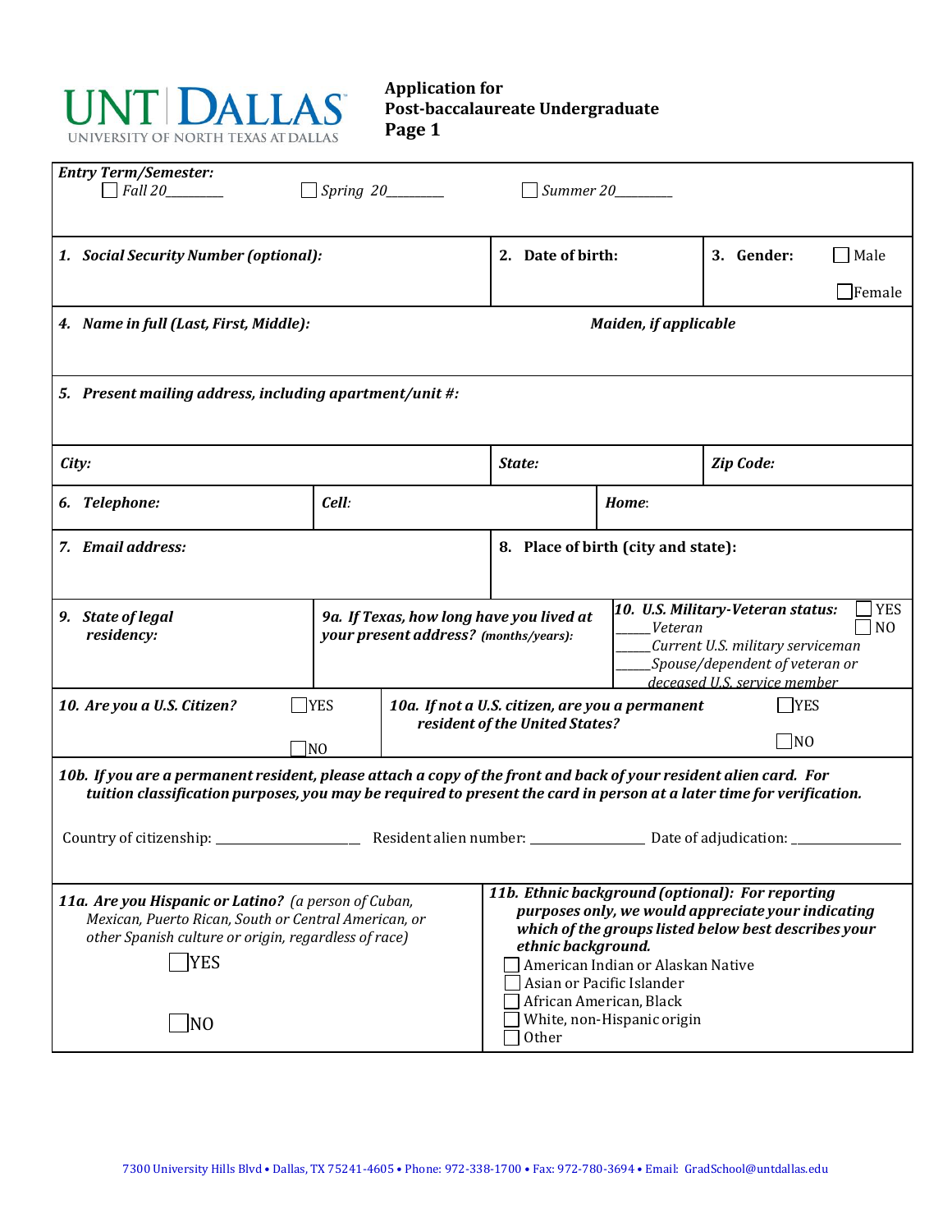UNT DALLAS
UNIVERSITY OF NORTH TEXAS AT DALLAS

# Application for Post-baccalaureate Undergraduate Page 1

***Entry Term/Semester:***

☐ *Fall 20________* ☐ *Spring 20________* ☐ *Summer 20________*

| | | |
|---|---|---|
| ***1. Social Security Number (optional):*** | **2. Date of birth:** | **3. Gender:** ☐ Male ☐ Female |

| | |
|---|---|
| ***4. Name in full (Last, First, Middle):*** | ***Maiden, if applicable*** |

***5. Present mailing address, including apartment/unit #:***

| | | |
|---|---|---|
| ***City:*** | ***State:*** | ***Zip Code:*** |

| | | |
|---|---|---|
| ***6. Telephone:*** | ***Cell:*** | ***Home:*** |

| | |
|---|---|
| ***7. Email address:*** | **8. Place of birth (city and state):** |

| | | |
|---|---|---|
| ***9. State of legal residency:*** | ***9a. If Texas, how long have you lived at your present address? (months/years):*** | ***10. U.S. Military-Veteran status:*** ☐ YES ☐ NO<br>_____ *Veteran*<br>_____ *Current U.S. military serviceman*<br>_____ *Spouse/dependent of veteran or deceased U.S. service member* |

| | |
|---|---|
| ***10. Are you a U.S. Citizen?*** ☐ YES ☐ NO | ***10a. If not a U.S. citizen, are you a permanent resident of the United States?*** ☐ YES ☐ NO |

***10b. If you are a permanent resident, please attach a copy of the front and back of your resident alien card. For tuition classification purposes, you may be required to present the card in person at a later time for verification.***

Country of citizenship: ____________________ Resident alien number: ________________ Date of adjudication: ________________

| | |
|---|---|
| ***11a. Are you Hispanic or Latino?*** *(a person of Cuban, Mexican, Puerto Rican, South or Central American, or other Spanish culture or origin, regardless of race)*<br>☐ YES<br>☐ NO | ***11b. Ethnic background (optional): For reporting purposes only, we would appreciate your indicating which of the groups listed below best describes your ethnic background.***<br>☐ American Indian or Alaskan Native<br>☐ Asian or Pacific Islander<br>☐ African American, Black<br>☐ White, non-Hispanic origin<br>☐ Other |

7300 University Hills Blvd • Dallas, TX 75241-4605 • Phone: 972-338-1700 • Fax: 972-780-3694 • Email: GradSchool@untdallas.edu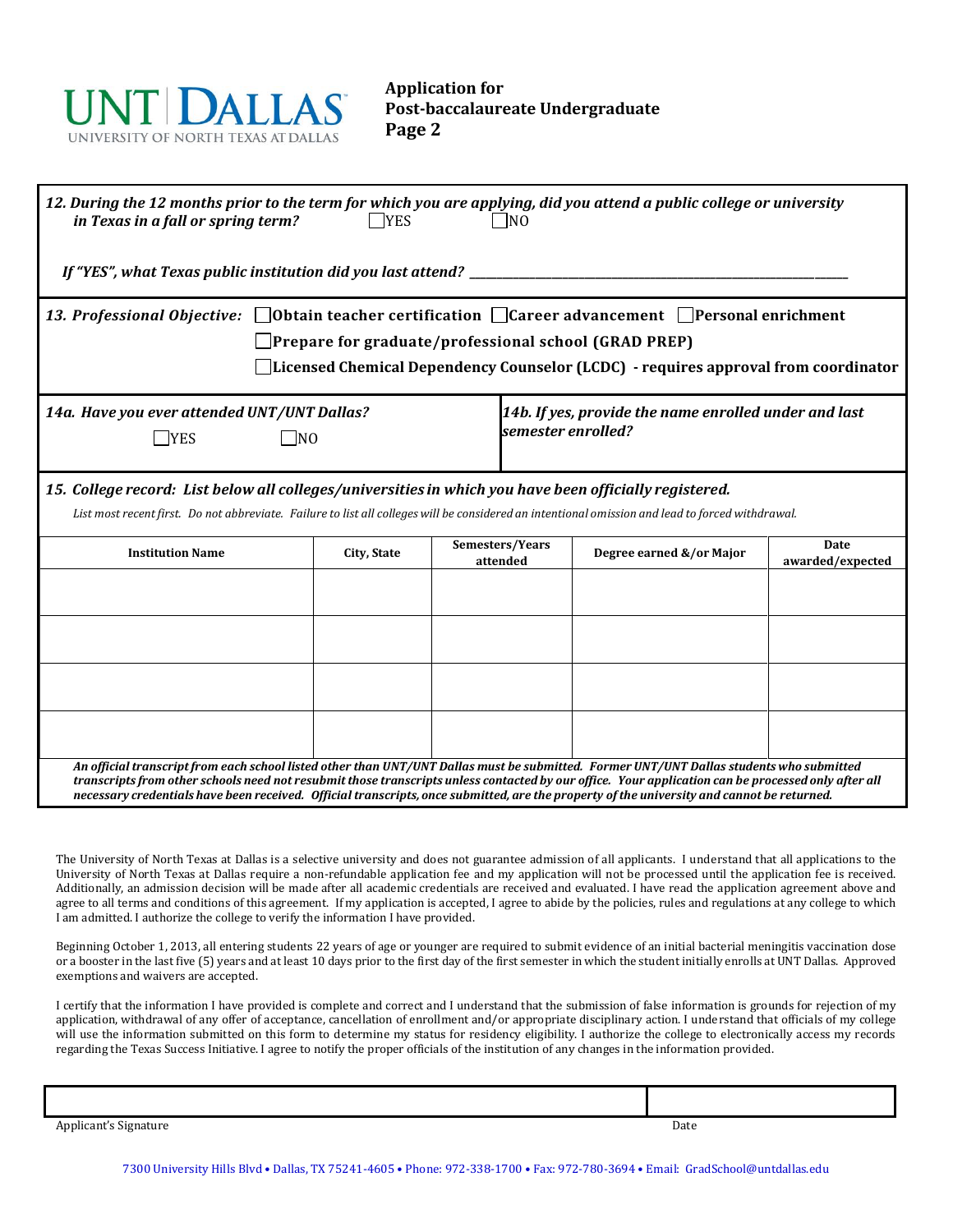UNT | DALLAS
UNIVERSITY OF NORTH TEXAS AT DALLAS

**Application for Post-baccalaureate Undergraduate Page 2**

***12. During the 12 months prior to the term for which you are applying, did you attend a public college or university in Texas in a fall or spring term?*** ☐ YES ☐ NO

***If "YES", what Texas public institution did you last attend?*** ______________________________

***13. Professional Objective:*** ☐ **Obtain teacher certification** ☐ **Career advancement** ☐ **Personal enrichment**
☐ **Prepare for graduate/professional school (GRAD PREP)**
☐ **Licensed Chemical Dependency Counselor (LCDC) - requires approval from coordinator**

***14a. Have you ever attended UNT/UNT Dallas?*** ☐ YES ☐ NO

***14b. If yes, provide the name enrolled under and last semester enrolled?***

***15. College record: List below all colleges/universities in which you have been officially registered.***

*List most recent first. Do not abbreviate. Failure to list all colleges will be considered an intentional omission and lead to forced withdrawal.*

| Institution Name | City, State | Semesters/Years attended | Degree earned &/or Major | Date awarded/expected |
|---|---|---|---|---|
| | | | | |
| | | | | |
| | | | | |
| | | | | |

***An official transcript from each school listed other than UNT/UNT Dallas must be submitted. Former UNT/UNT Dallas students who submitted transcripts from other schools need not resubmit those transcripts unless contacted by our office. Your application can be processed only after all necessary credentials have been received. Official transcripts, once submitted, are the property of the university and cannot be returned.***

The University of North Texas at Dallas is a selective university and does not guarantee admission of all applicants. I understand that all applications to the University of North Texas at Dallas require a non-refundable application fee and my application will not be processed until the application fee is received. Additionally, an admission decision will be made after all academic credentials are received and evaluated. I have read the application agreement above and agree to all terms and conditions of this agreement. If my application is accepted, I agree to abide by the policies, rules and regulations at any college to which I am admitted. I authorize the college to verify the information I have provided.

Beginning October 1, 2013, all entering students 22 years of age or younger are required to submit evidence of an initial bacterial meningitis vaccination dose or a booster in the last five (5) years and at least 10 days prior to the first day of the first semester in which the student initially enrolls at UNT Dallas. Approved exemptions and waivers are accepted.

I certify that the information I have provided is complete and correct and I understand that the submission of false information is grounds for rejection of my application, withdrawal of any offer of acceptance, cancellation of enrollment and/or appropriate disciplinary action. I understand that officials of my college will use the information submitted on this form to determine my status for residency eligibility. I authorize the college to electronically access my records regarding the Texas Success Initiative. I agree to notify the proper officials of the institution of any changes in the information provided.

| | |
|---|---|
| | |
| Applicant's Signature | Date |

7300 University Hills Blvd • Dallas, TX 75241-4605 • Phone: 972-338-1700 • Fax: 972-780-3694 • Email: GradSchool@untdallas.edu